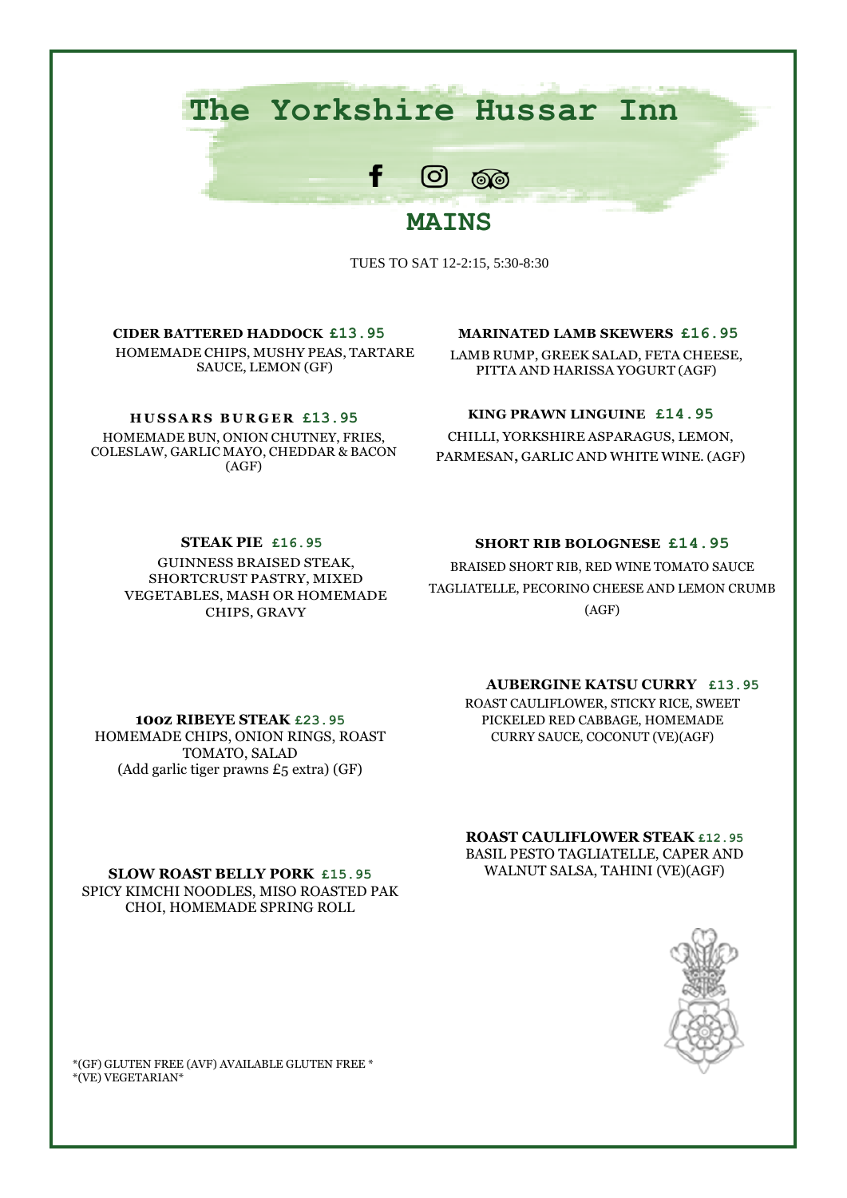# The Yorkshire Hussar Inn

## MAINS

TUES TO SAT 12-2:15, 5:30-8:30

**CIDER BATTERED HADDOCK £13.95**
HOMEMADE CHIPS, MUSHY PEAS, TARTARE SAUCE, LEMON (GF)

**HUSSARS BURGER £13.95**
HOMEMADE BUN, ONION CHUTNEY, FRIES, COLESLAW, GARLIC MAYO, CHEDDAR & BACON (AGF)

**STEAK PIE £16.95**
GUINNESS BRAISED STEAK, SHORTCRUST PASTRY, MIXED VEGETABLES, MASH OR HOMEMADE CHIPS, GRAVY

**10oz RIBEYE STEAK £23.95**
HOMEMADE CHIPS, ONION RINGS, ROAST TOMATO, SALAD
(Add garlic tiger prawns £5 extra) (GF)

**SLOW ROAST BELLY PORK £15.95**
SPICY KIMCHI NOODLES, MISO ROASTED PAK CHOI, HOMEMADE SPRING ROLL

**MARINATED LAMB SKEWERS £16.95**
LAMB RUMP, GREEK SALAD, FETA CHEESE, PITTA AND HARISSA YOGURT (AGF)

**KING PRAWN LINGUINE £14.95**
CHILLI, YORKSHIRE ASPARAGUS, LEMON, PARMESAN, GARLIC AND WHITE WINE. (AGF)

**SHORT RIB BOLOGNESE £14.95**
BRAISED SHORT RIB, RED WINE TOMATO SAUCE TAGLIATELLE, PECORINO CHEESE AND LEMON CRUMB (AGF)

**AUBERGINE KATSU CURRY £13.95**
ROAST CAULIFLOWER, STICKY RICE, SWEET PICKELED RED CABBAGE, HOMEMADE CURRY SAUCE, COCONUT (VE)(AGF)

**ROAST CAULIFLOWER STEAK £12.95**
BASIL PESTO TAGLIATELLE, CAPER AND WALNUT SALSA, TAHINI (VE)(AGF)

*(GF) GLUTEN FREE (AVF) AVAILABLE GLUTEN FREE *
*(VE) VEGETARIAN*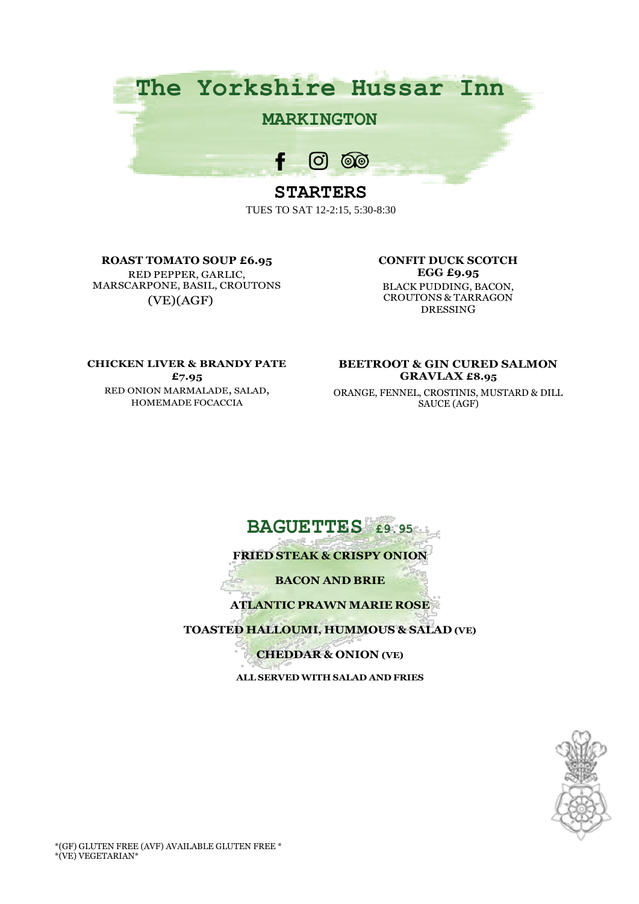# The Yorkshire Hussar Inn

## MARKINGTON

## STARTERS

TUES TO SAT 12-2:15, 5:30-8:30

**ROAST TOMATO SOUP £6.95**
RED PEPPER, GARLIC, MARSCARPONE, BASIL, CROUTONS
(VE)(AGF)

**CONFIT DUCK SCOTCH EGG £9.95**
BLACK PUDDING, BACON, CROUTONS & TARRAGON DRESSING

**CHICKEN LIVER & BRANDY PATE £7.95**
RED ONION MARMALADE, SALAD, HOMEMADE FOCACCIA

**BEETROOT & GIN CURED SALMON GRAVLAX £8.95**
ORANGE, FENNEL, CROSTINIS, MUSTARD & DILL SAUCE (AGF)

## BAGUETTES £9.95

**FRIED STEAK & CRISPY ONION**

**BACON AND BRIE**

**ATLANTIC PRAWN MARIE ROSE**

**TOASTED HALLOUMI, HUMMOUS & SALAD (VE)**

**CHEDDAR & ONION (VE)**

**ALL SERVED WITH SALAD AND FRIES**

*(GF) GLUTEN FREE (AVF) AVAILABLE GLUTEN FREE *
*(VE) VEGETARIAN*